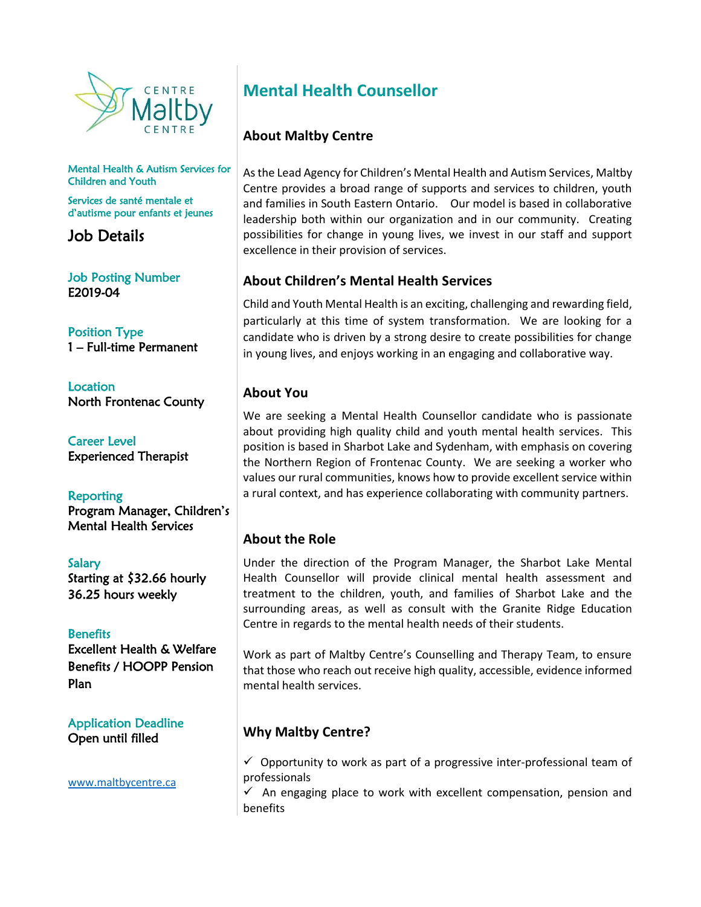Centre Maltby Centre

Mental Health & Autism Services for Children and Youth

Services de santé mentale et d'autisme pour enfants et jeunes

## Job Details

**Job Posting Number**
E2019-04

**Position Type**
1 – Full-time Permanent

**Location**
North Frontenac County

**Career Level**
Experienced Therapist

**Reporting**
Program Manager, Children's Mental Health Services

**Salary**
Starting at $32.66 hourly
36.25 hours weekly

**Benefits**
Excellent Health & Welfare Benefits / HOOPP Pension Plan

**Application Deadline**
Open until filled

www.maltbycentre.ca

# Mental Health Counsellor

## About Maltby Centre

As the Lead Agency for Children's Mental Health and Autism Services, Maltby Centre provides a broad range of supports and services to children, youth and families in South Eastern Ontario. Our model is based in collaborative leadership both within our organization and in our community. Creating possibilities for change in young lives, we invest in our staff and support excellence in their provision of services.

## About Children's Mental Health Services

Child and Youth Mental Health is an exciting, challenging and rewarding field, particularly at this time of system transformation. We are looking for a candidate who is driven by a strong desire to create possibilities for change in young lives, and enjoys working in an engaging and collaborative way.

## About You

We are seeking a Mental Health Counsellor candidate who is passionate about providing high quality child and youth mental health services. This position is based in Sharbot Lake and Sydenham, with emphasis on covering the Northern Region of Frontenac County. We are seeking a worker who values our rural communities, knows how to provide excellent service within a rural context, and has experience collaborating with community partners.

## About the Role

Under the direction of the Program Manager, the Sharbot Lake Mental Health Counsellor will provide clinical mental health assessment and treatment to the children, youth, and families of Sharbot Lake and the surrounding areas, as well as consult with the Granite Ridge Education Centre in regards to the mental health needs of their students.

Work as part of Maltby Centre's Counselling and Therapy Team, to ensure that those who reach out receive high quality, accessible, evidence informed mental health services.

## Why Maltby Centre?

- ✓ Opportunity to work as part of a progressive inter-professional team of professionals
- ✓ An engaging place to work with excellent compensation, pension and benefits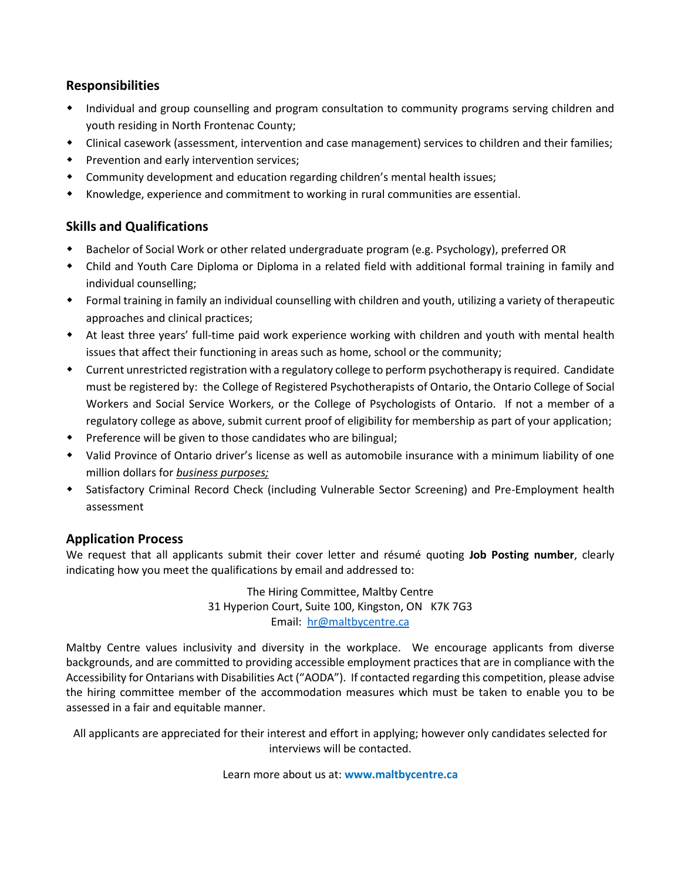## Responsibilities

- Individual and group counselling and program consultation to community programs serving children and youth residing in North Frontenac County;
- Clinical casework (assessment, intervention and case management) services to children and their families;
- Prevention and early intervention services;
- Community development and education regarding children's mental health issues;
- Knowledge, experience and commitment to working in rural communities are essential.

## Skills and Qualifications

- Bachelor of Social Work or other related undergraduate program (e.g. Psychology), preferred OR
- Child and Youth Care Diploma or Diploma in a related field with additional formal training in family and individual counselling;
- Formal training in family an individual counselling with children and youth, utilizing a variety of therapeutic approaches and clinical practices;
- At least three years' full-time paid work experience working with children and youth with mental health issues that affect their functioning in areas such as home, school or the community;
- Current unrestricted registration with a regulatory college to perform psychotherapy is required. Candidate must be registered by: the College of Registered Psychotherapists of Ontario, the Ontario College of Social Workers and Social Service Workers, or the College of Psychologists of Ontario. If not a member of a regulatory college as above, submit current proof of eligibility for membership as part of your application;
- Preference will be given to those candidates who are bilingual;
- Valid Province of Ontario driver's license as well as automobile insurance with a minimum liability of one million dollars for *business purposes;*
- Satisfactory Criminal Record Check (including Vulnerable Sector Screening) and Pre-Employment health assessment

## Application Process

We request that all applicants submit their cover letter and résumé quoting **Job Posting number**, clearly indicating how you meet the qualifications by email and addressed to:

The Hiring Committee, Maltby Centre
31 Hyperion Court, Suite 100, Kingston, ON K7K 7G3
Email: hr@maltbycentre.ca

Maltby Centre values inclusivity and diversity in the workplace. We encourage applicants from diverse backgrounds, and are committed to providing accessible employment practices that are in compliance with the Accessibility for Ontarians with Disabilities Act ("AODA"). If contacted regarding this competition, please advise the hiring committee member of the accommodation measures which must be taken to enable you to be assessed in a fair and equitable manner.

All applicants are appreciated for their interest and effort in applying; however only candidates selected for interviews will be contacted.

Learn more about us at: **www.maltbycentre.ca**